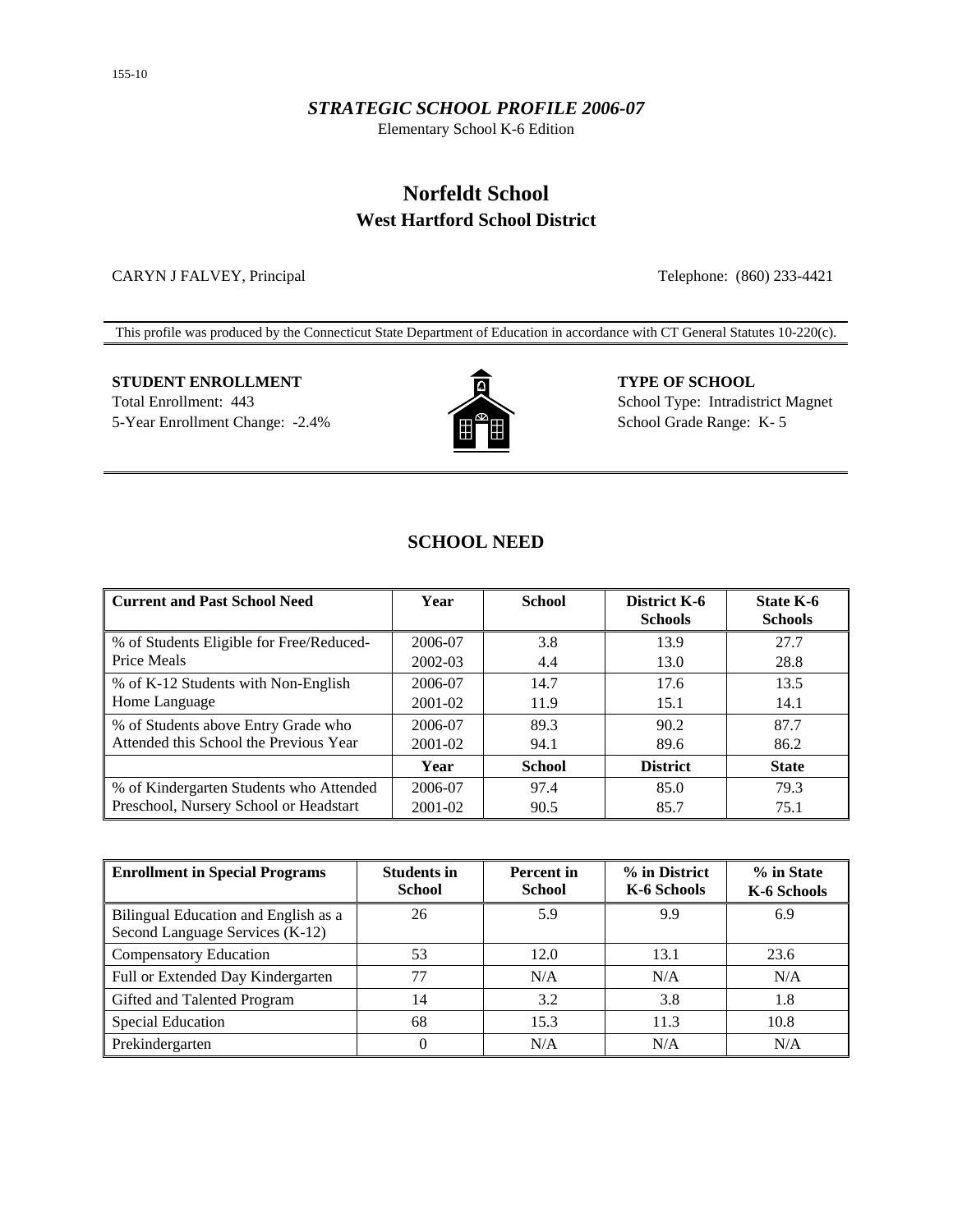*STRATEGIC SCHOOL PROFILE 2006-07*

Elementary School K-6 Edition

# Norfeldt School

## West Hartford School District

CARYN J FALVEY, Principal

Telephone: (860) 233-4421

This profile was produced by the Connecticut State Department of Education in accordance with CT General Statutes 10-220(c).

**STUDENT ENROLLMENT**

Total Enrollment: 443

5-Year Enrollment Change: -2.4%

**TYPE OF SCHOOL**

School Type: Intradistrict Magnet

School Grade Range: K- 5

## SCHOOL NEED

| Current and Past School Need | Year | School | District K-6 Schools | State K-6 Schools |
|---|---|---|---|---|
| % of Students Eligible for Free/Reduced-Price Meals | 2006-07 | 3.8 | 13.9 | 27.7 |
| | 2002-03 | 4.4 | 13.0 | 28.8 |
| % of K-12 Students with Non-English Home Language | 2006-07 | 14.7 | 17.6 | 13.5 |
| | 2001-02 | 11.9 | 15.1 | 14.1 |
| % of Students above Entry Grade who Attended this School the Previous Year | 2006-07 | 89.3 | 90.2 | 87.7 |
| | 2001-02 | 94.1 | 89.6 | 86.2 |
| | **Year** | **School** | **District** | **State** |
| % of Kindergarten Students who Attended Preschool, Nursery School or Headstart | 2006-07 | 97.4 | 85.0 | 79.3 |
| | 2001-02 | 90.5 | 85.7 | 75.1 |

| Enrollment in Special Programs | Students in School | Percent in School | % in District K-6 Schools | % in State K-6 Schools |
|---|---|---|---|---|
| Bilingual Education and English as a Second Language Services (K-12) | 26 | 5.9 | 9.9 | 6.9 |
| Compensatory Education | 53 | 12.0 | 13.1 | 23.6 |
| Full or Extended Day Kindergarten | 77 | N/A | N/A | N/A |
| Gifted and Talented Program | 14 | 3.2 | 3.8 | 1.8 |
| Special Education | 68 | 15.3 | 11.3 | 10.8 |
| Prekindergarten | 0 | N/A | N/A | N/A |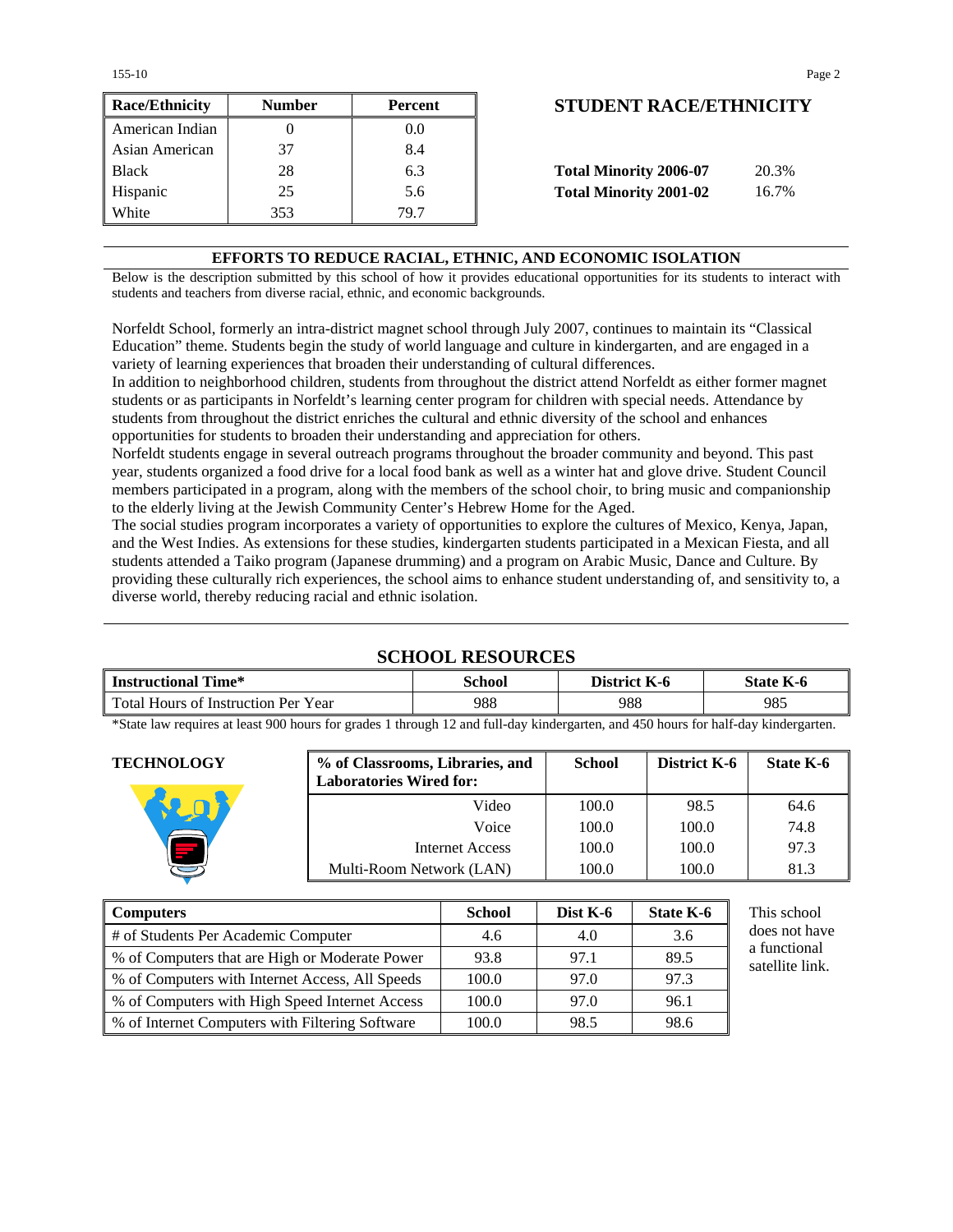| Race/Ethnicity | Number | Percent |
|---|---|---|
| American Indian | 0 | 0.0 |
| Asian American | 37 | 8.4 |
| Black | 28 | 6.3 |
| Hispanic | 25 | 5.6 |
| White | 353 | 79.7 |

## STUDENT RACE/ETHNICITY

**Total Minority 2006-07** 20.3%

**Total Minority 2001-02** 16.7%

## EFFORTS TO REDUCE RACIAL, ETHNIC, AND ECONOMIC ISOLATION

Below is the description submitted by this school of how it provides educational opportunities for its students to interact with students and teachers from diverse racial, ethnic, and economic backgrounds.

Norfeldt School, formerly an intra-district magnet school through July 2007, continues to maintain its "Classical Education" theme. Students begin the study of world language and culture in kindergarten, and are engaged in a variety of learning experiences that broaden their understanding of cultural differences.

In addition to neighborhood children, students from throughout the district attend Norfeldt as either former magnet students or as participants in Norfeldt's learning center program for children with special needs. Attendance by students from throughout the district enriches the cultural and ethnic diversity of the school and enhances opportunities for students to broaden their understanding and appreciation for others.

Norfeldt students engage in several outreach programs throughout the broader community and beyond. This past year, students organized a food drive for a local food bank as well as a winter hat and glove drive. Student Council members participated in a program, along with the members of the school choir, to bring music and companionship to the elderly living at the Jewish Community Center's Hebrew Home for the Aged.

The social studies program incorporates a variety of opportunities to explore the cultures of Mexico, Kenya, Japan, and the West Indies. As extensions for these studies, kindergarten students participated in a Mexican Fiesta, and all students attended a Taiko program (Japanese drumming) and a program on Arabic Music, Dance and Culture. By providing these culturally rich experiences, the school aims to enhance student understanding of, and sensitivity to, a diverse world, thereby reducing racial and ethnic isolation.

## SCHOOL RESOURCES

| Instructional Time* | School | District K-6 | State K-6 |
|---|---|---|---|
| Total Hours of Instruction Per Year | 988 | 988 | 985 |

*State law requires at least 900 hours for grades 1 through 12 and full-day kindergarten, and 450 hours for half-day kindergarten.

### TECHNOLOGY

| % of Classrooms, Libraries, and Laboratories Wired for: | School | District K-6 | State K-6 |
|---|---|---|---|
| Video | 100.0 | 98.5 | 64.6 |
| Voice | 100.0 | 100.0 | 74.8 |
| Internet Access | 100.0 | 100.0 | 97.3 |
| Multi-Room Network (LAN) | 100.0 | 100.0 | 81.3 |

| Computers | School | Dist K-6 | State K-6 |
|---|---|---|---|
| # of Students Per Academic Computer | 4.6 | 4.0 | 3.6 |
| % of Computers that are High or Moderate Power | 93.8 | 97.1 | 89.5 |
| % of Computers with Internet Access, All Speeds | 100.0 | 97.0 | 97.3 |
| % of Computers with High Speed Internet Access | 100.0 | 97.0 | 96.1 |
| % of Internet Computers with Filtering Software | 100.0 | 98.5 | 98.6 |

This school does not have a functional satellite link.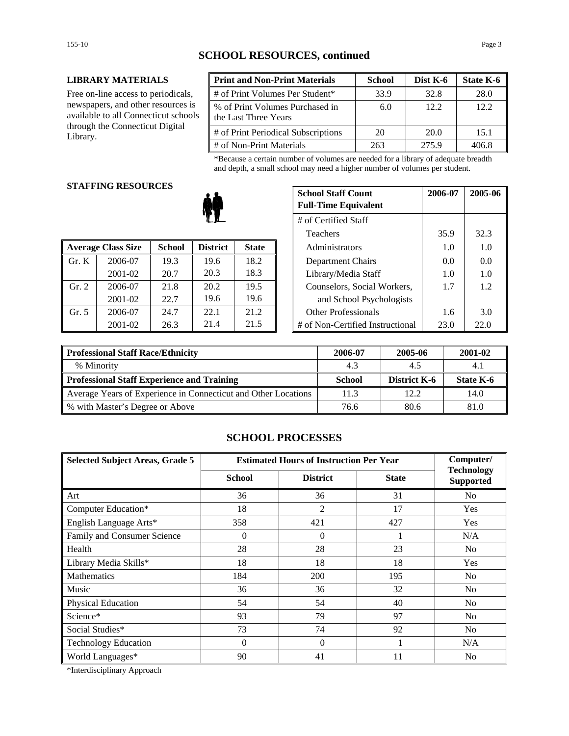## SCHOOL RESOURCES, continued

### LIBRARY MATERIALS

Free on-line access to periodicals, newspapers, and other resources is available to all Connecticut schools through the Connecticut Digital Library.

| Print and Non-Print Materials | School | Dist K-6 | State K-6 |
|---|---|---|---|
| # of Print Volumes Per Student* | 33.9 | 32.8 | 28.0 |
| % of Print Volumes Purchased in the Last Three Years | 6.0 | 12.2 | 12.2 |
| # of Print Periodical Subscriptions | 20 | 20.0 | 15.1 |
| # of Non-Print Materials | 263 | 275.9 | 406.8 |

*Because a certain number of volumes are needed for a library of adequate breadth and depth, a small school may need a higher number of volumes per student.

### STAFFING RESOURCES

| Average Class Size | | School | District | State |
|---|---|---|---|---|
| Gr. K | 2006-07 | 19.3 | 19.6 | 18.2 |
| | 2001-02 | 20.7 | 20.3 | 18.3 |
| Gr. 2 | 2006-07 | 21.8 | 20.2 | 19.5 |
| | 2001-02 | 22.7 | 19.6 | 19.6 |
| Gr. 5 | 2006-07 | 24.7 | 22.1 | 21.2 |
| | 2001-02 | 26.3 | 21.4 | 21.5 |

| School Staff Count Full-Time Equivalent | 2006-07 | 2005-06 |
|---|---|---|
| # of Certified Staff | | |
| Teachers | 35.9 | 32.3 |
| Administrators | 1.0 | 1.0 |
| Department Chairs | 0.0 | 0.0 |
| Library/Media Staff | 1.0 | 1.0 |
| Counselors, Social Workers, and School Psychologists | 1.7 | 1.2 |
| Other Professionals | 1.6 | 3.0 |
| # of Non-Certified Instructional | 23.0 | 22.0 |

| Professional Staff Race/Ethnicity | 2006-07 | 2005-06 | 2001-02 |
|---|---|---|---|
| % Minority | 4.3 | 4.5 | 4.1 |
| **Professional Staff Experience and Training** | **School** | **District K-6** | **State K-6** |
| Average Years of Experience in Connecticut and Other Locations | 11.3 | 12.2 | 14.0 |
| % with Master's Degree or Above | 76.6 | 80.6 | 81.0 |

## SCHOOL PROCESSES

| Selected Subject Areas, Grade 5 | Estimated Hours of Instruction Per Year | | | Computer/ Technology Supported |
|---|---|---|---|---|
| | School | District | State | |
| Art | 36 | 36 | 31 | No |
| Computer Education* | 18 | 2 | 17 | Yes |
| English Language Arts* | 358 | 421 | 427 | Yes |
| Family and Consumer Science | 0 | 0 | 1 | N/A |
| Health | 28 | 28 | 23 | No |
| Library Media Skills* | 18 | 18 | 18 | Yes |
| Mathematics | 184 | 200 | 195 | No |
| Music | 36 | 36 | 32 | No |
| Physical Education | 54 | 54 | 40 | No |
| Science* | 93 | 79 | 97 | No |
| Social Studies* | 73 | 74 | 92 | No |
| Technology Education | 0 | 0 | 1 | N/A |
| World Languages* | 90 | 41 | 11 | No |

*Interdisciplinary Approach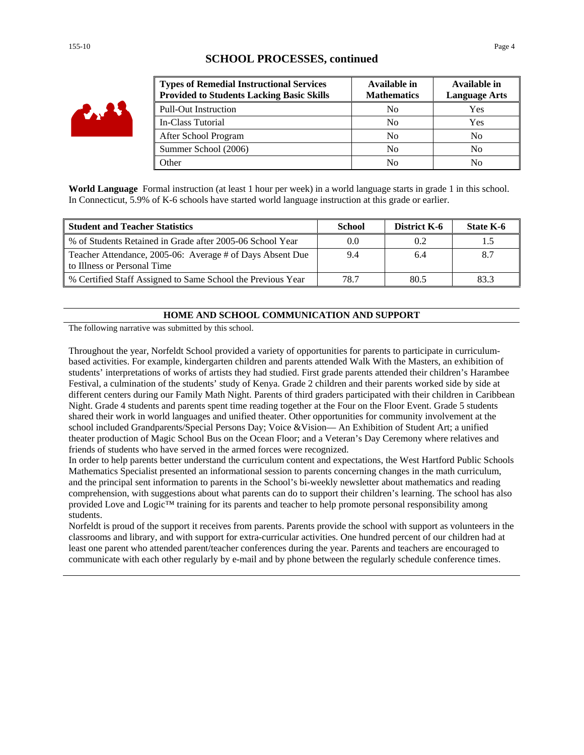## SCHOOL PROCESSES, continued

| Types of Remedial Instructional Services Provided to Students Lacking Basic Skills | Available in Mathematics | Available in Language Arts |
|---|---|---|
| Pull-Out Instruction | No | Yes |
| In-Class Tutorial | No | Yes |
| After School Program | No | No |
| Summer School (2006) | No | No |
| Other | No | No |

**World Language** Formal instruction (at least 1 hour per week) in a world language starts in grade 1 in this school. In Connecticut, 5.9% of K-6 schools have started world language instruction at this grade or earlier.

| Student and Teacher Statistics | School | District K-6 | State K-6 |
|---|---|---|---|
| % of Students Retained in Grade after 2005-06 School Year | 0.0 | 0.2 | 1.5 |
| Teacher Attendance, 2005-06: Average # of Days Absent Due to Illness or Personal Time | 9.4 | 6.4 | 8.7 |
| % Certified Staff Assigned to Same School the Previous Year | 78.7 | 80.5 | 83.3 |

## HOME AND SCHOOL COMMUNICATION AND SUPPORT

The following narrative was submitted by this school.

Throughout the year, Norfeldt School provided a variety of opportunities for parents to participate in curriculum-based activities. For example, kindergarten children and parents attended Walk With the Masters, an exhibition of students' interpretations of works of artists they had studied. First grade parents attended their children's Harambee Festival, a culmination of the students' study of Kenya. Grade 2 children and their parents worked side by side at different centers during our Family Math Night. Parents of third graders participated with their children in Caribbean Night. Grade 4 students and parents spent time reading together at the Four on the Floor Event. Grade 5 students shared their work in world languages and unified theater. Other opportunities for community involvement at the school included Grandparents/Special Persons Day; Voice &Vision— An Exhibition of Student Art; a unified theater production of Magic School Bus on the Ocean Floor; and a Veteran's Day Ceremony where relatives and friends of students who have served in the armed forces were recognized.
In order to help parents better understand the curriculum content and expectations, the West Hartford Public Schools Mathematics Specialist presented an informational session to parents concerning changes in the math curriculum, and the principal sent information to parents in the School's bi-weekly newsletter about mathematics and reading comprehension, with suggestions about what parents can do to support their children's learning. The school has also provided Love and Logic™ training for its parents and teacher to help promote personal responsibility among students.
Norfeldt is proud of the support it receives from parents. Parents provide the school with support as volunteers in the classrooms and library, and with support for extra-curricular activities. One hundred percent of our children had at least one parent who attended parent/teacher conferences during the year. Parents and teachers are encouraged to communicate with each other regularly by e-mail and by phone between the regularly schedule conference times.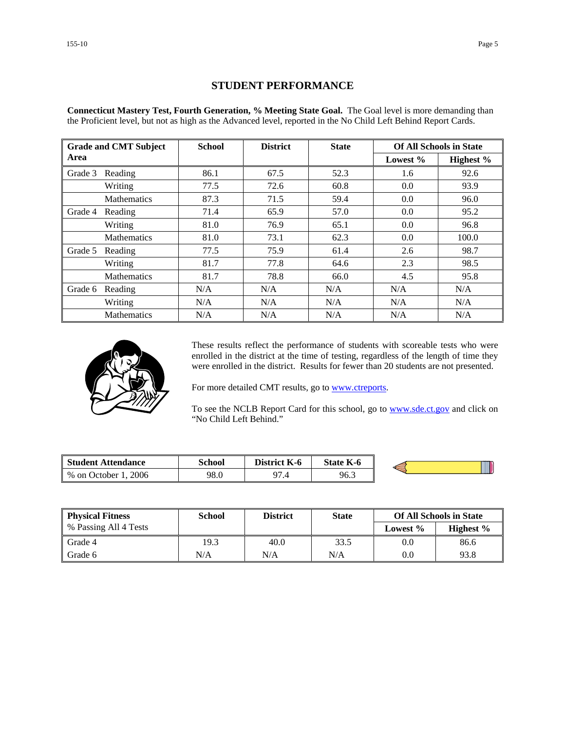## STUDENT PERFORMANCE

**Connecticut Mastery Test, Fourth Generation, % Meeting State Goal.** The Goal level is more demanding than the Proficient level, but not as high as the Advanced level, reported in the No Child Left Behind Report Cards.

| Grade and CMT Subject Area | | School | District | State | Of All Schools in State | |
|---|---|---|---|---|---|---|
| | | | | | Lowest % | Highest % |
| Grade 3 | Reading | 86.1 | 67.5 | 52.3 | 1.6 | 92.6 |
| | Writing | 77.5 | 72.6 | 60.8 | 0.0 | 93.9 |
| | Mathematics | 87.3 | 71.5 | 59.4 | 0.0 | 96.0 |
| Grade 4 | Reading | 71.4 | 65.9 | 57.0 | 0.0 | 95.2 |
| | Writing | 81.0 | 76.9 | 65.1 | 0.0 | 96.8 |
| | Mathematics | 81.0 | 73.1 | 62.3 | 0.0 | 100.0 |
| Grade 5 | Reading | 77.5 | 75.9 | 61.4 | 2.6 | 98.7 |
| | Writing | 81.7 | 77.8 | 64.6 | 2.3 | 98.5 |
| | Mathematics | 81.7 | 78.8 | 66.0 | 4.5 | 95.8 |
| Grade 6 | Reading | N/A | N/A | N/A | N/A | N/A |
| | Writing | N/A | N/A | N/A | N/A | N/A |
| | Mathematics | N/A | N/A | N/A | N/A | N/A |

These results reflect the performance of students with scoreable tests who were enrolled in the district at the time of testing, regardless of the length of time they were enrolled in the district. Results for fewer than 20 students are not presented.

For more detailed CMT results, go to www.ctreports.

To see the NCLB Report Card for this school, go to www.sde.ct.gov and click on "No Child Left Behind."

| Student Attendance | School | District K-6 | State K-6 |
|---|---|---|---|
| % on October 1, 2006 | 98.0 | 97.4 | 96.3 |

| Physical Fitness<br>% Passing All 4 Tests | School | District | State | Of All Schools in State | |
|---|---|---|---|---|---|
| | | | | Lowest % | Highest % |
| Grade 4 | 19.3 | 40.0 | 33.5 | 0.0 | 86.6 |
| Grade 6 | N/A | N/A | N/A | 0.0 | 93.8 |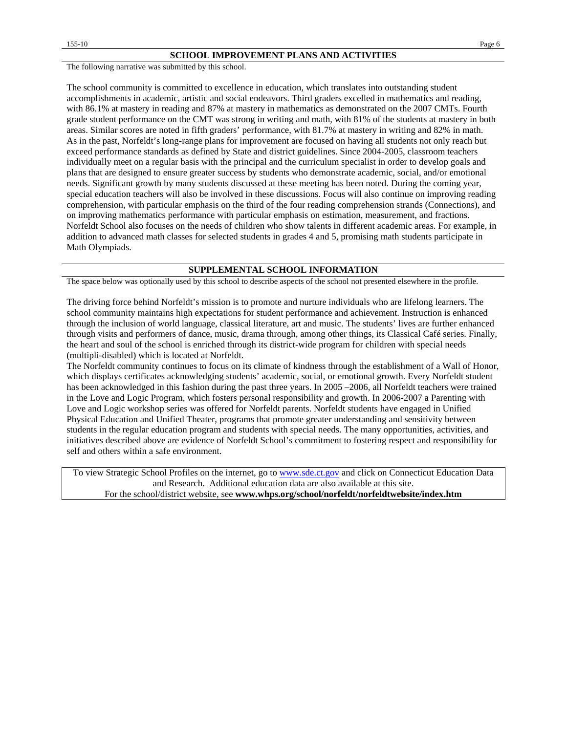## SCHOOL IMPROVEMENT PLANS AND ACTIVITIES

The following narrative was submitted by this school.

The school community is committed to excellence in education, which translates into outstanding student accomplishments in academic, artistic and social endeavors. Third graders excelled in mathematics and reading, with 86.1% at mastery in reading and 87% at mastery in mathematics as demonstrated on the 2007 CMTs. Fourth grade student performance on the CMT was strong in writing and math, with 81% of the students at mastery in both areas. Similar scores are noted in fifth graders' performance, with 81.7% at mastery in writing and 82% in math. As in the past, Norfeldt's long-range plans for improvement are focused on having all students not only reach but exceed performance standards as defined by State and district guidelines. Since 2004-2005, classroom teachers individually meet on a regular basis with the principal and the curriculum specialist in order to develop goals and plans that are designed to ensure greater success by students who demonstrate academic, social, and/or emotional needs. Significant growth by many students discussed at these meeting has been noted. During the coming year, special education teachers will also be involved in these discussions. Focus will also continue on improving reading comprehension, with particular emphasis on the third of the four reading comprehension strands (Connections), and on improving mathematics performance with particular emphasis on estimation, measurement, and fractions. Norfeldt School also focuses on the needs of children who show talents in different academic areas. For example, in addition to advanced math classes for selected students in grades 4 and 5, promising math students participate in Math Olympiads.

## SUPPLEMENTAL SCHOOL INFORMATION

The space below was optionally used by this school to describe aspects of the school not presented elsewhere in the profile.

The driving force behind Norfeldt's mission is to promote and nurture individuals who are lifelong learners. The school community maintains high expectations for student performance and achievement. Instruction is enhanced through the inclusion of world language, classical literature, art and music. The students' lives are further enhanced through visits and performers of dance, music, drama through, among other things, its Classical Café series. Finally, the heart and soul of the school is enriched through its district-wide program for children with special needs (multipli-disabled) which is located at Norfeldt.

The Norfeldt community continues to focus on its climate of kindness through the establishment of a Wall of Honor, which displays certificates acknowledging students' academic, social, or emotional growth. Every Norfeldt student has been acknowledged in this fashion during the past three years. In 2005 –2006, all Norfeldt teachers were trained in the Love and Logic Program, which fosters personal responsibility and growth. In 2006-2007 a Parenting with Love and Logic workshop series was offered for Norfeldt parents. Norfeldt students have engaged in Unified Physical Education and Unified Theater, programs that promote greater understanding and sensitivity between students in the regular education program and students with special needs. The many opportunities, activities, and initiatives described above are evidence of Norfeldt School's commitment to fostering respect and responsibility for self and others within a safe environment.

To view Strategic School Profiles on the internet, go to www.sde.ct.gov and click on Connecticut Education Data and Research. Additional education data are also available at this site.
For the school/district website, see **www.whps.org/school/norfeldt/norfeldtwebsite/index.htm**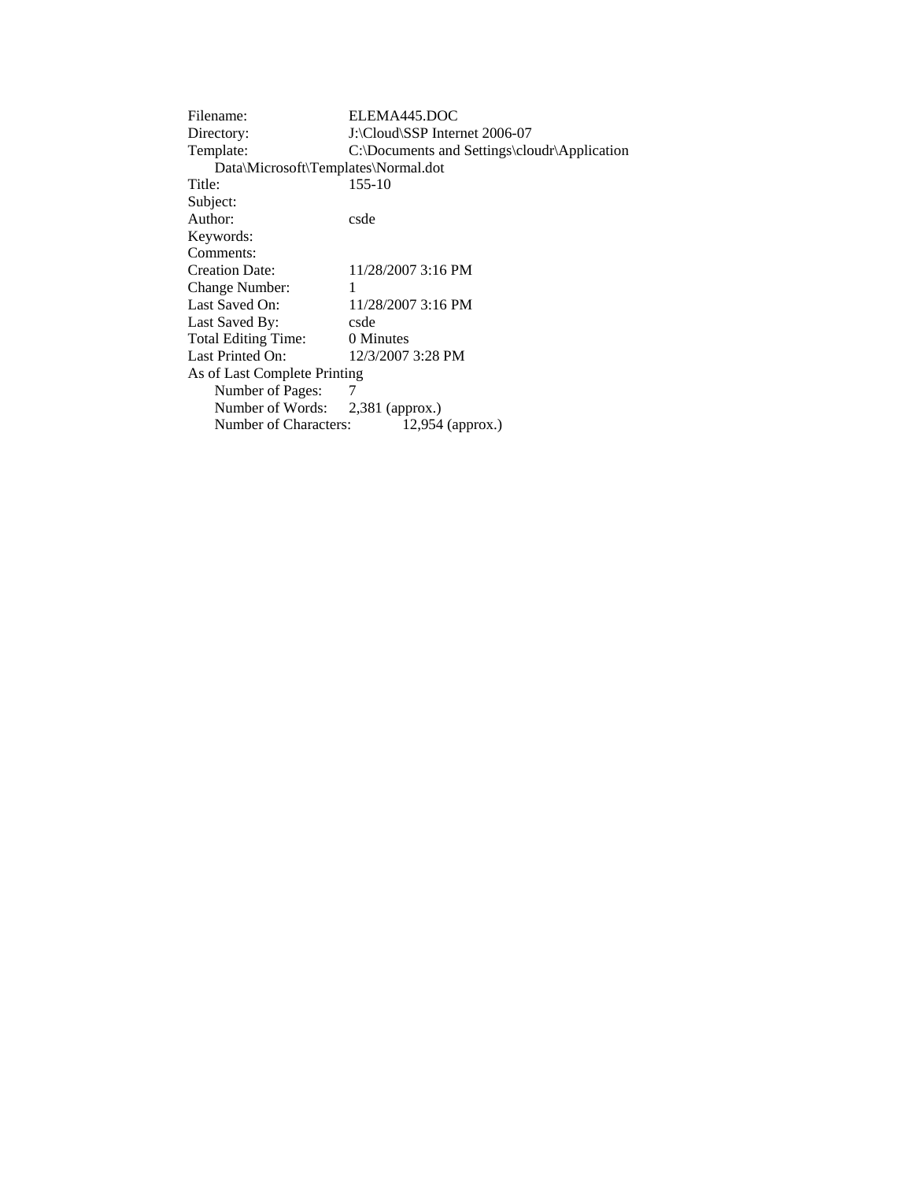Filename: ELEMA445.DOC
Directory: J:\Cloud\SSP Internet 2006-07
Template: C:\Documents and Settings\cloudr\Application Data\Microsoft\Templates\Normal.dot
Title: 155-10
Subject:
Author: csde
Keywords:
Comments:
Creation Date: 11/28/2007 3:16 PM
Change Number: 1
Last Saved On: 11/28/2007 3:16 PM
Last Saved By: csde
Total Editing Time: 0 Minutes
Last Printed On: 12/3/2007 3:28 PM
As of Last Complete Printing
Number of Pages: 7
Number of Words: 2,381 (approx.)
Number of Characters: 12,954 (approx.)